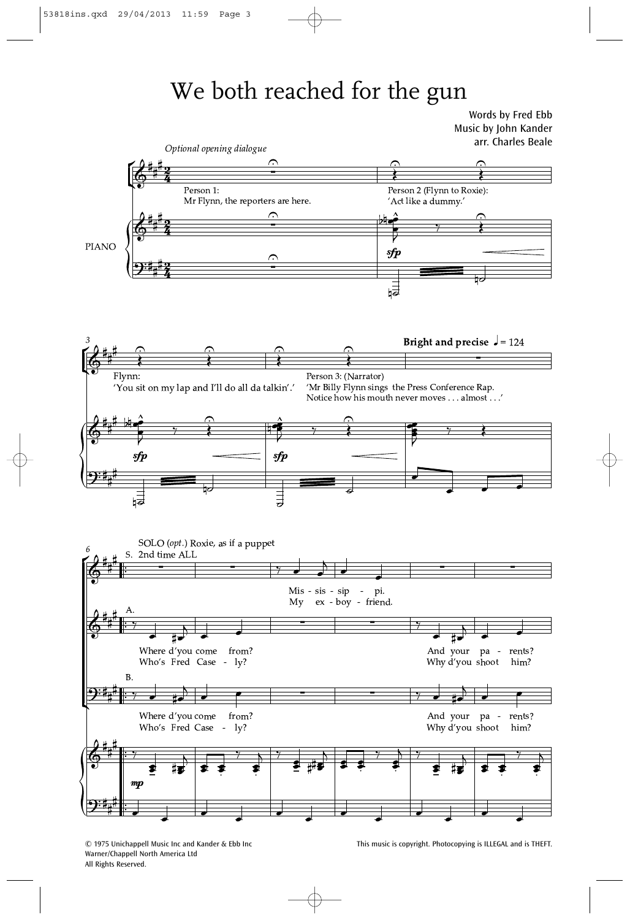# We both reached for the gun

Words by Fred Ebb
Music by John Kander
arr. Charles Beale

*Optional opening dialogue*

Person 1:
Mr Flynn, the reporters are here.

Person 2 (Flynn to Roxie):
'Act like a dummy.'

PIANO

Flynn:
'You sit on my lap and I'll do all da talkin'.'

Person 3: (Narrator)
'Mr Billy Flynn sings the Press Conference Rap.
Notice how his mouth never moves . . . almost . . .'

**Bright and precise** ♩ = 124

SOLO (*opt.*) Roxie, as if a puppet
S. 2nd time ALL

Mis - sis - sip - pi.
My ex - boy - friend.

A.

Where d'you come from? And your pa - rents?
Who's Fred Case - ly? Why d'you shoot him?

B.

Where d'you come from? And your pa - rents?
Who's Fred Case - ly? Why d'you shoot him?

*mp*

© 1975 Unichappell Music Inc and Kander & Ebb Inc
Warner/Chappell North America Ltd
All Rights Reserved.

This music is copyright. Photocopying is ILLEGAL and is THEFT.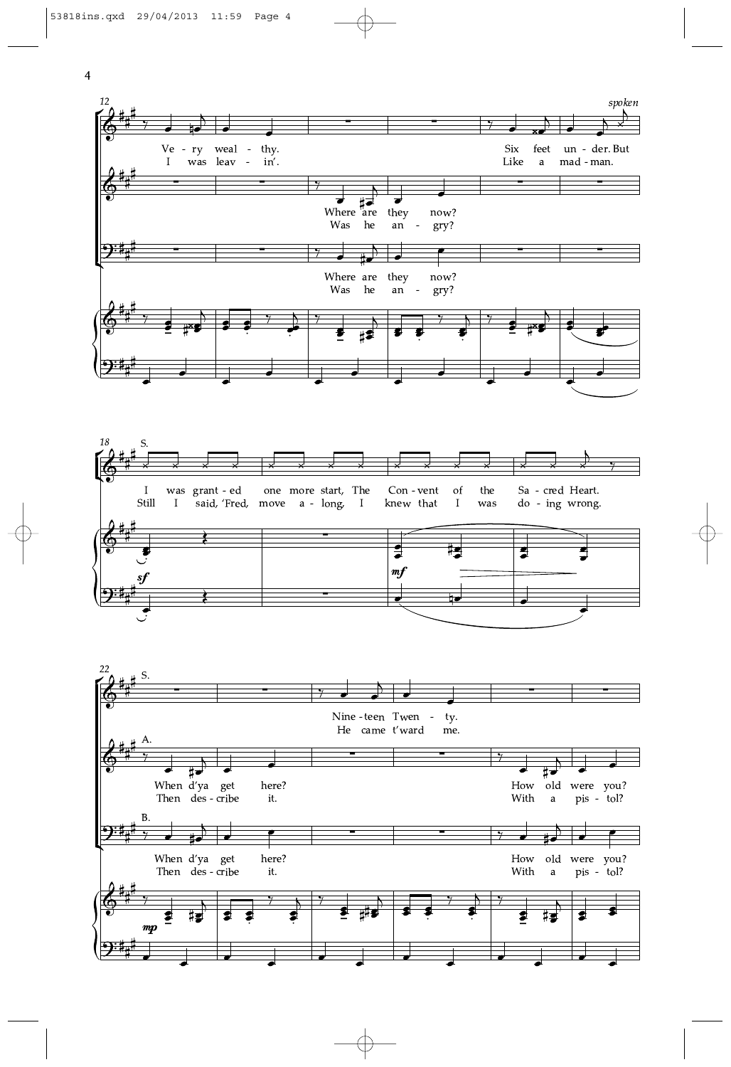12

*spoken*

Ve - ry weal - thy. Six feet un - der. But
I was leav - in'. Like a mad - man.

Where are they now?
Was he an - gry?

Where are they now?
Was he an - gry?

18

S.

I was grant - ed one more start, The Con - vent of the Sa - cred Heart.
Still I said, 'Fred, move a - long, I knew that I was do - ing wrong.

*sf* *mf*

22

S.

Nine - teen Twen - ty.
He came t'ward me.

A.

When d'ya get here? How old were you?
Then des - cribe it. With a pis - tol?

B.

When d'ya get here? How old were you?
Then des - cribe it. With a pis - tol?

*mp*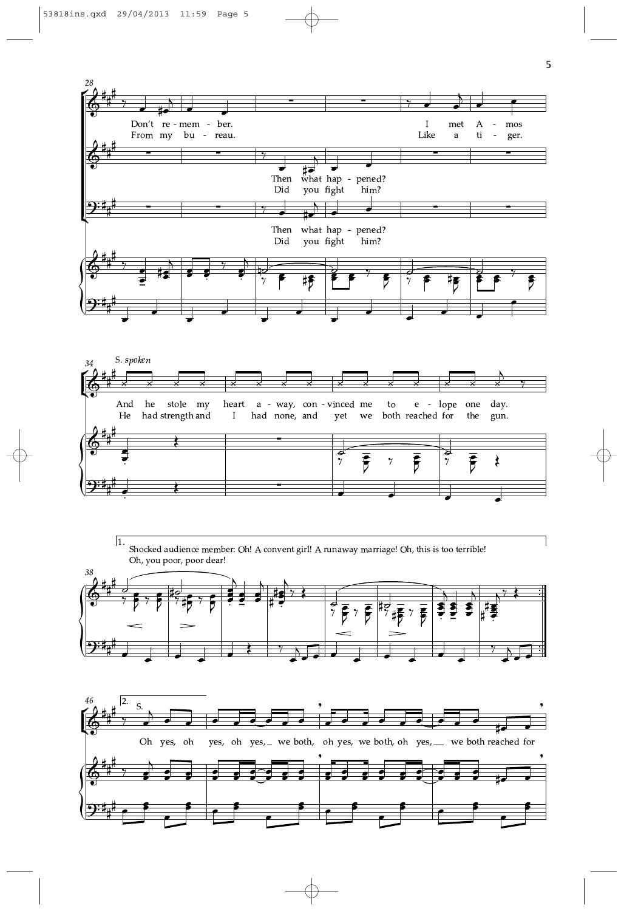28

Don't re - mem - ber. I met A - mos
From my bu - reau. Like a ti - ger.

Then what hap - pened?
Did you fight him?

Then what hap - pened?
Did you fight him?

34

S. *spoken*

And he stole my heart a - way, con - vinced me to e - lope one day.
He had strength and I had none, and yet we both reached for the gun.

1\.
Shocked audience member: Oh! A convent girl! A runaway marriage! Oh, this is too terrible!
Oh, you poor, poor dear!

38

46

2\.
S.

Oh yes, oh yes, oh yes, we both, oh yes, we both, oh yes, we both reached for